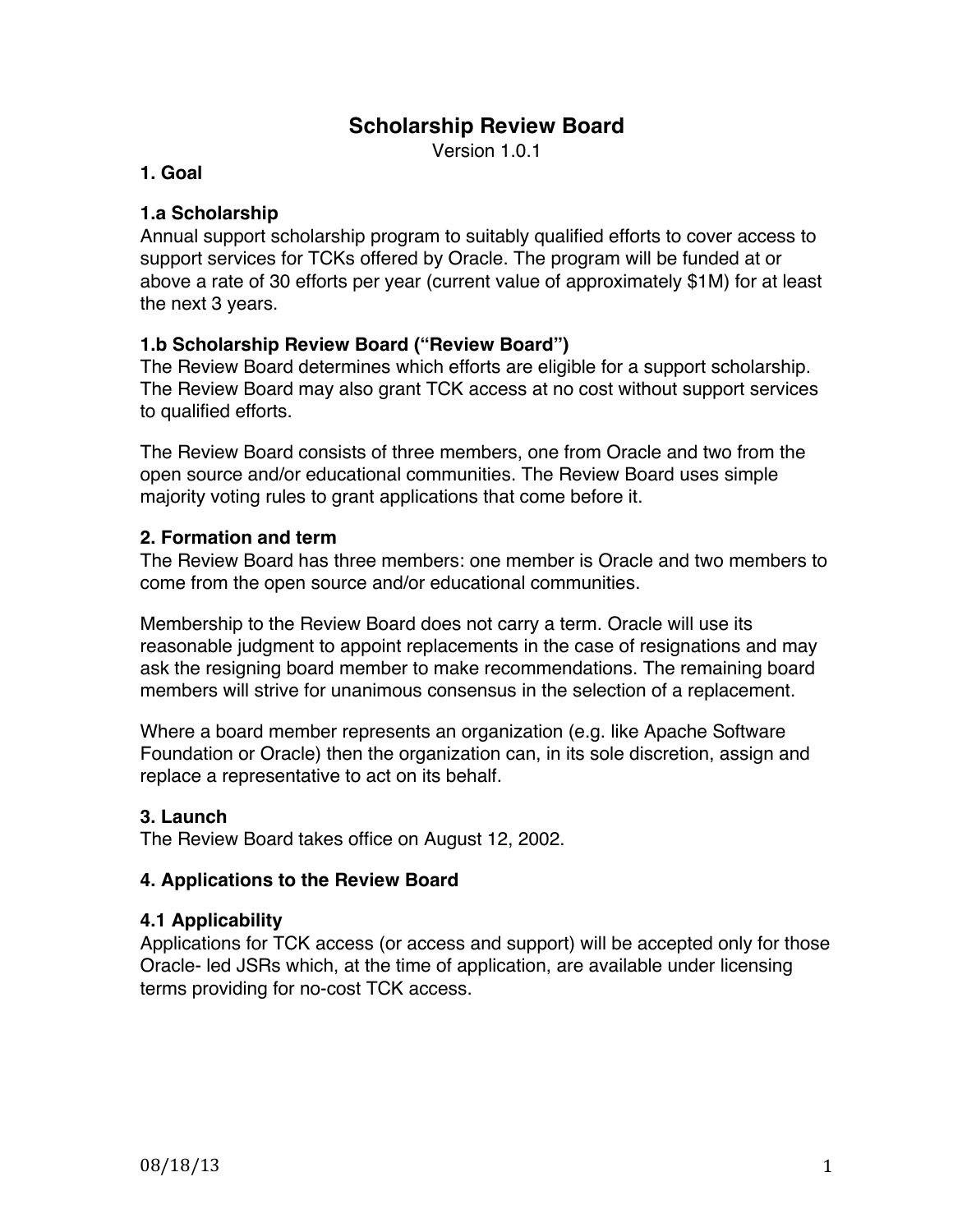# Scholarship Review Board

Version 1.0.1

## 1. Goal

### 1.a Scholarship

Annual support scholarship program to suitably qualified efforts to cover access to support services for TCKs offered by Oracle. The program will be funded at or above a rate of 30 efforts per year (current value of approximately $1M) for at least the next 3 years.

### 1.b Scholarship Review Board ("Review Board")

The Review Board determines which efforts are eligible for a support scholarship. The Review Board may also grant TCK access at no cost without support services to qualified efforts.

The Review Board consists of three members, one from Oracle and two from the open source and/or educational communities. The Review Board uses simple majority voting rules to grant applications that come before it.

## 2. Formation and term

The Review Board has three members: one member is Oracle and two members to come from the open source and/or educational communities.

Membership to the Review Board does not carry a term. Oracle will use its reasonable judgment to appoint replacements in the case of resignations and may ask the resigning board member to make recommendations. The remaining board members will strive for unanimous consensus in the selection of a replacement.

Where a board member represents an organization (e.g. like Apache Software Foundation or Oracle) then the organization can, in its sole discretion, assign and replace a representative to act on its behalf.

## 3. Launch

The Review Board takes office on August 12, 2002.

## 4. Applications to the Review Board

### 4.1 Applicability

Applications for TCK access (or access and support) will be accepted only for those Oracle- led JSRs which, at the time of application, are available under licensing terms providing for no-cost TCK access.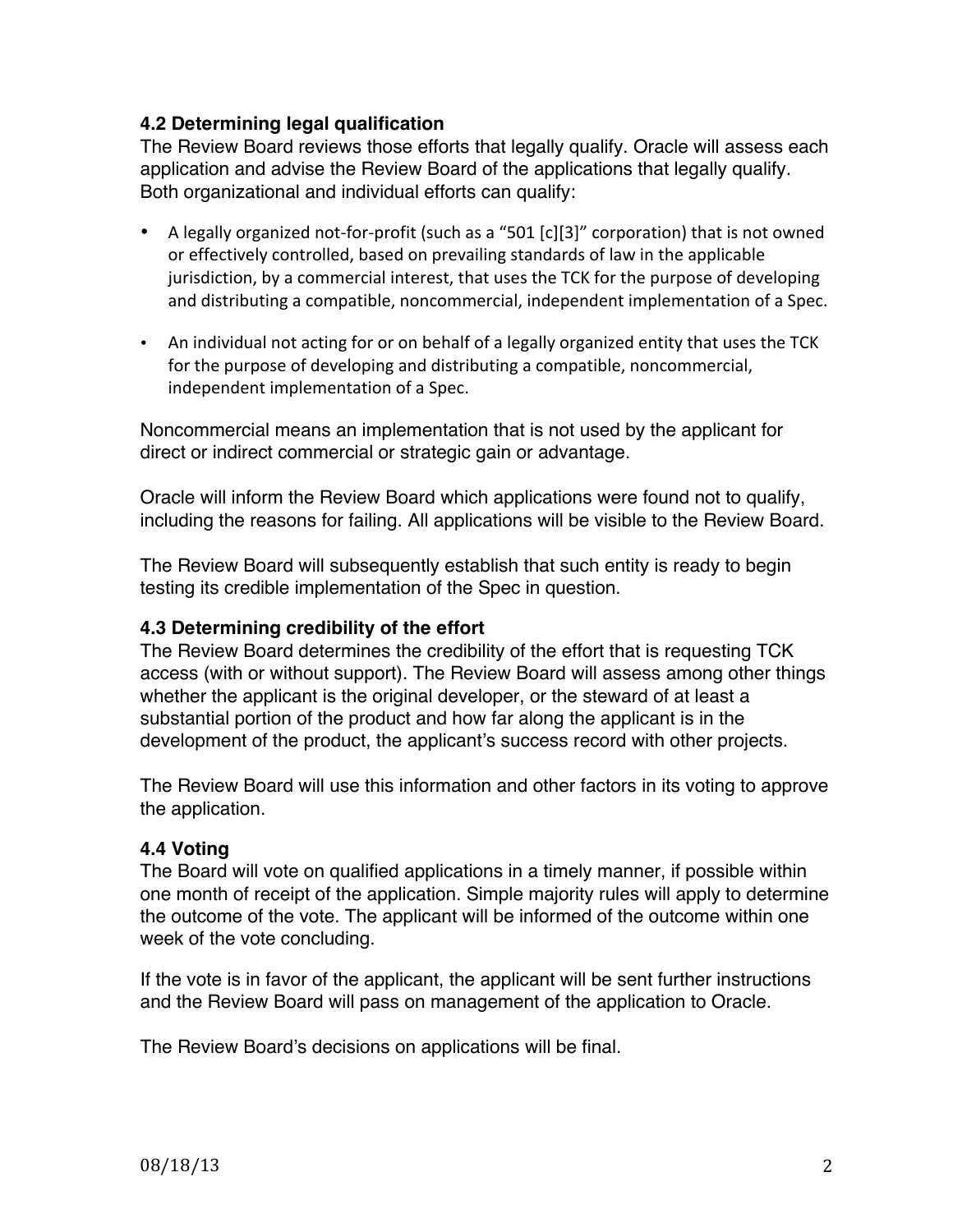### 4.2 Determining legal qualification

The Review Board reviews those efforts that legally qualify. Oracle will assess each application and advise the Review Board of the applications that legally qualify. Both organizational and individual efforts can qualify:

- A legally organized not-for-profit (such as a "501 [c][3]" corporation) that is not owned or effectively controlled, based on prevailing standards of law in the applicable jurisdiction, by a commercial interest, that uses the TCK for the purpose of developing and distributing a compatible, noncommercial, independent implementation of a Spec.
- An individual not acting for or on behalf of a legally organized entity that uses the TCK for the purpose of developing and distributing a compatible, noncommercial, independent implementation of a Spec.

Noncommercial means an implementation that is not used by the applicant for direct or indirect commercial or strategic gain or advantage.

Oracle will inform the Review Board which applications were found not to qualify, including the reasons for failing. All applications will be visible to the Review Board.

The Review Board will subsequently establish that such entity is ready to begin testing its credible implementation of the Spec in question.

### 4.3 Determining credibility of the effort

The Review Board determines the credibility of the effort that is requesting TCK access (with or without support). The Review Board will assess among other things whether the applicant is the original developer, or the steward of at least a substantial portion of the product and how far along the applicant is in the development of the product, the applicant's success record with other projects.

The Review Board will use this information and other factors in its voting to approve the application.

### 4.4 Voting

The Board will vote on qualified applications in a timely manner, if possible within one month of receipt of the application. Simple majority rules will apply to determine the outcome of the vote. The applicant will be informed of the outcome within one week of the vote concluding.

If the vote is in favor of the applicant, the applicant will be sent further instructions and the Review Board will pass on management of the application to Oracle.

The Review Board's decisions on applications will be final.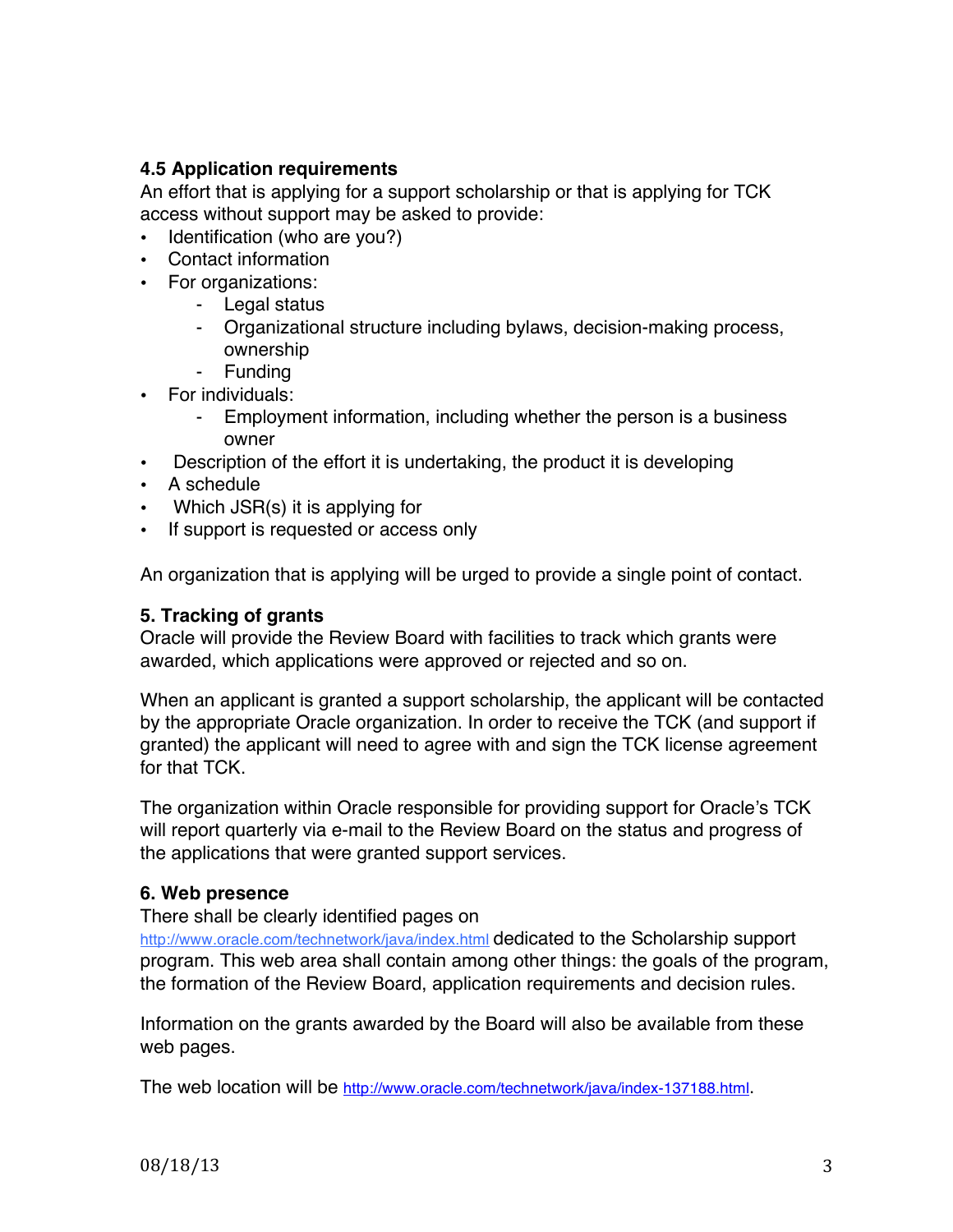### 4.5 Application requirements

An effort that is applying for a support scholarship or that is applying for TCK access without support may be asked to provide:

- Identification (who are you?)
- Contact information
- For organizations:
  - Legal status
  - Organizational structure including bylaws, decision-making process, ownership
  - Funding
- For individuals:
  - Employment information, including whether the person is a business owner
- Description of the effort it is undertaking, the product it is developing
- A schedule
- Which JSR(s) it is applying for
- If support is requested or access only

An organization that is applying will be urged to provide a single point of contact.

## 5. Tracking of grants

Oracle will provide the Review Board with facilities to track which grants were awarded, which applications were approved or rejected and so on.

When an applicant is granted a support scholarship, the applicant will be contacted by the appropriate Oracle organization. In order to receive the TCK (and support if granted) the applicant will need to agree with and sign the TCK license agreement for that TCK.

The organization within Oracle responsible for providing support for Oracle's TCK will report quarterly via e-mail to the Review Board on the status and progress of the applications that were granted support services.

## 6. Web presence

There shall be clearly identified pages on http://www.oracle.com/technetwork/java/index.html dedicated to the Scholarship support program. This web area shall contain among other things: the goals of the program, the formation of the Review Board, application requirements and decision rules.

Information on the grants awarded by the Board will also be available from these web pages.

The web location will be http://www.oracle.com/technetwork/java/index-137188.html.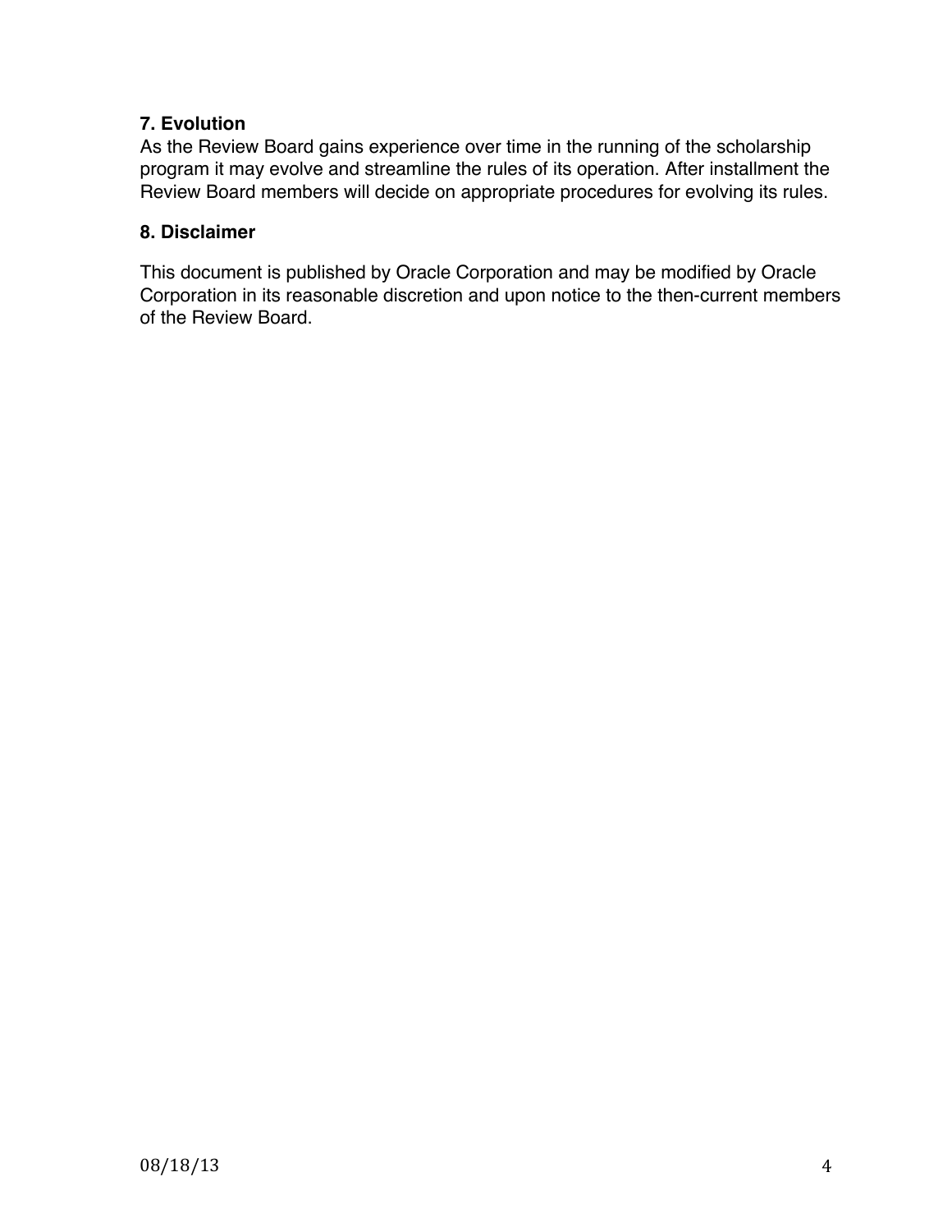### 7. Evolution

As the Review Board gains experience over time in the running of the scholarship program it may evolve and streamline the rules of its operation. After installment the Review Board members will decide on appropriate procedures for evolving its rules.

### 8. Disclaimer

This document is published by Oracle Corporation and may be modified by Oracle Corporation in its reasonable discretion and upon notice to the then-current members of the Review Board.